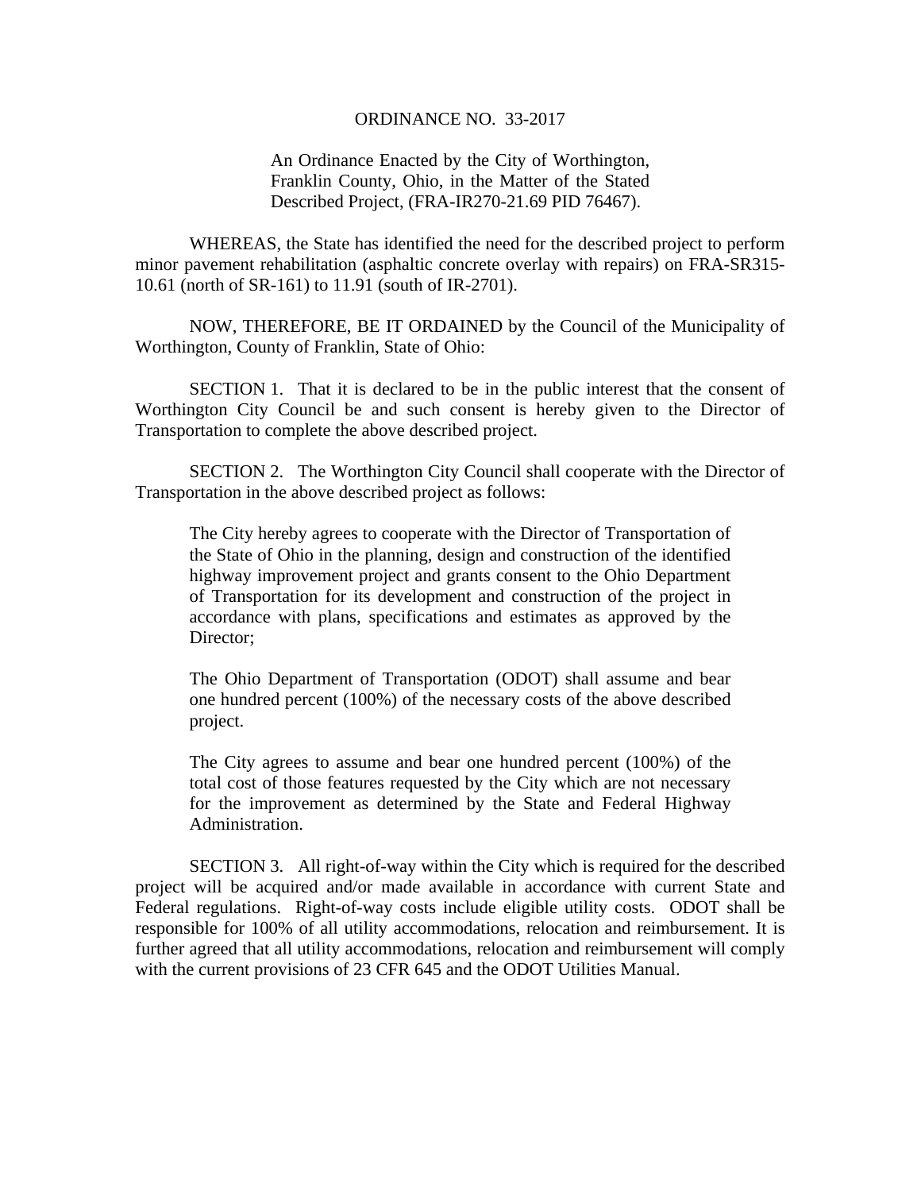# ORDINANCE NO. 33-2017

An Ordinance Enacted by the City of Worthington, Franklin County, Ohio, in the Matter of the Stated Described Project, (FRA-IR270-21.69 PID 76467).

WHEREAS, the State has identified the need for the described project to perform minor pavement rehabilitation (asphaltic concrete overlay with repairs) on FRA-SR315-10.61 (north of SR-161) to 11.91 (south of IR-2701).

NOW, THEREFORE, BE IT ORDAINED by the Council of the Municipality of Worthington, County of Franklin, State of Ohio:

SECTION 1. That it is declared to be in the public interest that the consent of Worthington City Council be and such consent is hereby given to the Director of Transportation to complete the above described project.

SECTION 2. The Worthington City Council shall cooperate with the Director of Transportation in the above described project as follows:

> The City hereby agrees to cooperate with the Director of Transportation of the State of Ohio in the planning, design and construction of the identified highway improvement project and grants consent to the Ohio Department of Transportation for its development and construction of the project in accordance with plans, specifications and estimates as approved by the Director;
>
> The Ohio Department of Transportation (ODOT) shall assume and bear one hundred percent (100%) of the necessary costs of the above described project.
>
> The City agrees to assume and bear one hundred percent (100%) of the total cost of those features requested by the City which are not necessary for the improvement as determined by the State and Federal Highway Administration.

SECTION 3. All right-of-way within the City which is required for the described project will be acquired and/or made available in accordance with current State and Federal regulations. Right-of-way costs include eligible utility costs. ODOT shall be responsible for 100% of all utility accommodations, relocation and reimbursement. It is further agreed that all utility accommodations, relocation and reimbursement will comply with the current provisions of 23 CFR 645 and the ODOT Utilities Manual.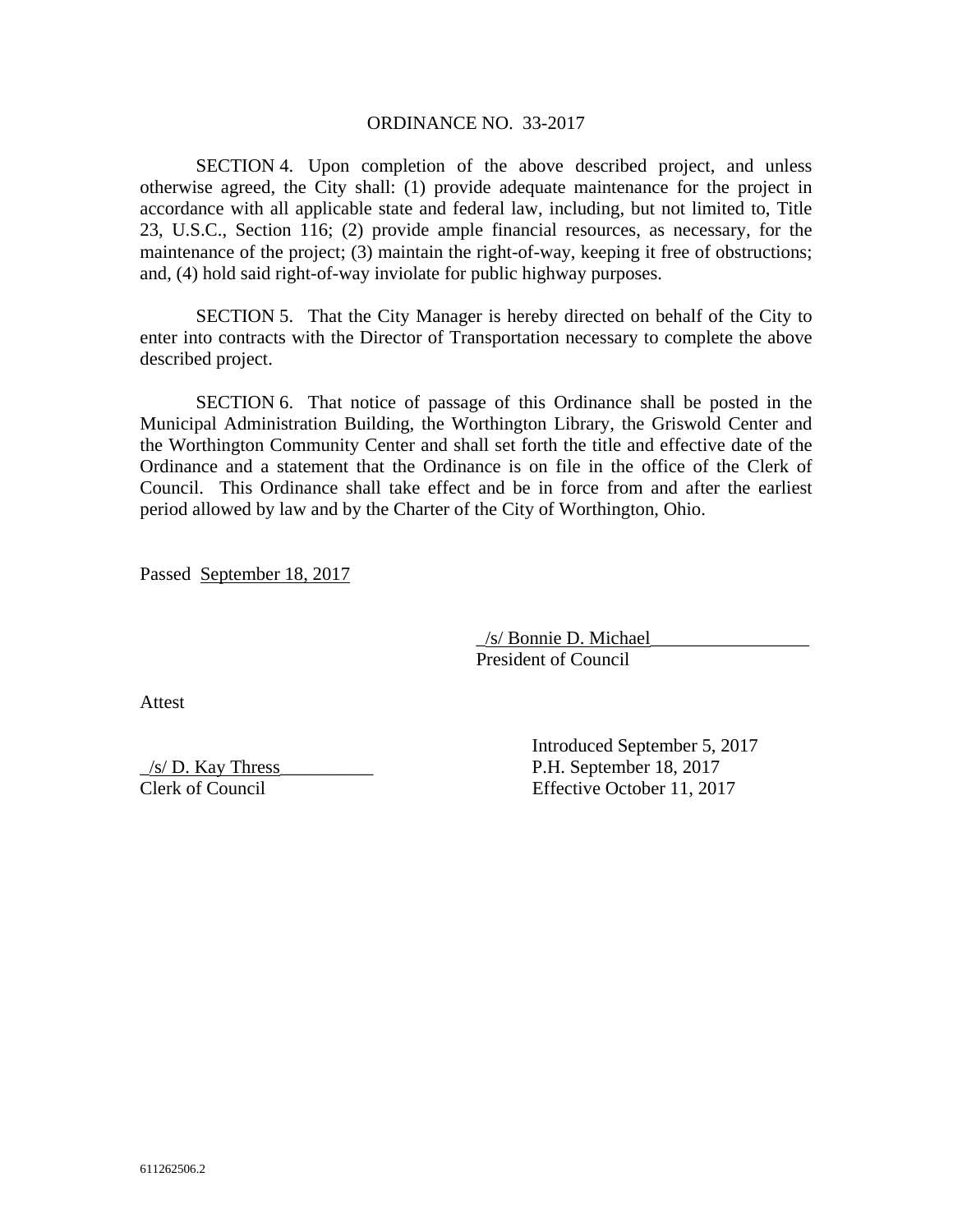ORDINANCE NO. 33-2017

SECTION 4. Upon completion of the above described project, and unless otherwise agreed, the City shall: (1) provide adequate maintenance for the project in accordance with all applicable state and federal law, including, but not limited to, Title 23, U.S.C., Section 116; (2) provide ample financial resources, as necessary, for the maintenance of the project; (3) maintain the right-of-way, keeping it free of obstructions; and, (4) hold said right-of-way inviolate for public highway purposes.

SECTION 5. That the City Manager is hereby directed on behalf of the City to enter into contracts with the Director of Transportation necessary to complete the above described project.

SECTION 6. That notice of passage of this Ordinance shall be posted in the Municipal Administration Building, the Worthington Library, the Griswold Center and the Worthington Community Center and shall set forth the title and effective date of the Ordinance and a statement that the Ordinance is on file in the office of the Clerk of Council. This Ordinance shall take effect and be in force from and after the earliest period allowed by law and by the Charter of the City of Worthington, Ohio.

Passed September 18, 2017

_/s/ Bonnie D. Michael_________________
President of Council

Attest

_/s/ D. Kay Thress__________
Clerk of Council

Introduced September 5, 2017
P.H. September 18, 2017
Effective October 11, 2017

611262506.2